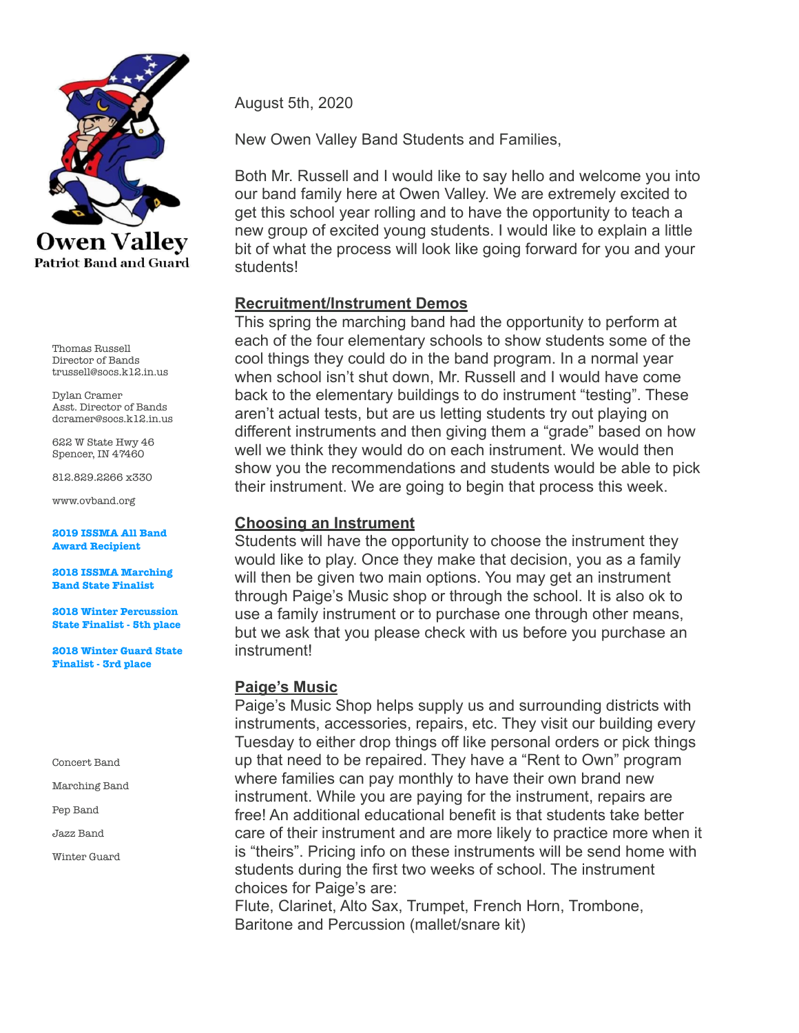Owen Valley
Patriot Band and Guard

Thomas Russell
Director of Bands
trussell@socs.k12.in.us

Dylan Cramer
Asst. Director of Bands
dcramer@socs.k12.in.us

622 W State Hwy 46
Spencer, IN 47460

812.829.2266 x330

www.ovband.org

**2019 ISSMA All Band Award Recipient**

**2018 ISSMA Marching Band State Finalist**

**2018 Winter Percussion State Finalist - 5th place**

**2018 Winter Guard State Finalist - 3rd place**

Concert Band

Marching Band

Pep Band

Jazz Band

Winter Guard

August 5th, 2020

New Owen Valley Band Students and Families,

Both Mr. Russell and I would like to say hello and welcome you into our band family here at Owen Valley. We are extremely excited to get this school year rolling and to have the opportunity to teach a new group of excited young students. I would like to explain a little bit of what the process will look like going forward for you and your students!

## Recruitment/Instrument Demos

This spring the marching band had the opportunity to perform at each of the four elementary schools to show students some of the cool things they could do in the band program. In a normal year when school isn't shut down, Mr. Russell and I would have come back to the elementary buildings to do instrument "testing". These aren't actual tests, but are us letting students try out playing on different instruments and then giving them a "grade" based on how well we think they would do on each instrument. We would then show you the recommendations and students would be able to pick their instrument. We are going to begin that process this week.

## Choosing an Instrument

Students will have the opportunity to choose the instrument they would like to play. Once they make that decision, you as a family will then be given two main options. You may get an instrument through Paige's Music shop or through the school. It is also ok to use a family instrument or to purchase one through other means, but we ask that you please check with us before you purchase an instrument!

## Paige's Music

Paige's Music Shop helps supply us and surrounding districts with instruments, accessories, repairs, etc. They visit our building every Tuesday to either drop things off like personal orders or pick things up that need to be repaired. They have a "Rent to Own" program where families can pay monthly to have their own brand new instrument. While you are paying for the instrument, repairs are free! An additional educational benefit is that students take better care of their instrument and are more likely to practice more when it is "theirs". Pricing info on these instruments will be send home with students during the first two weeks of school. The instrument choices for Paige's are:
Flute, Clarinet, Alto Sax, Trumpet, French Horn, Trombone, Baritone and Percussion (mallet/snare kit)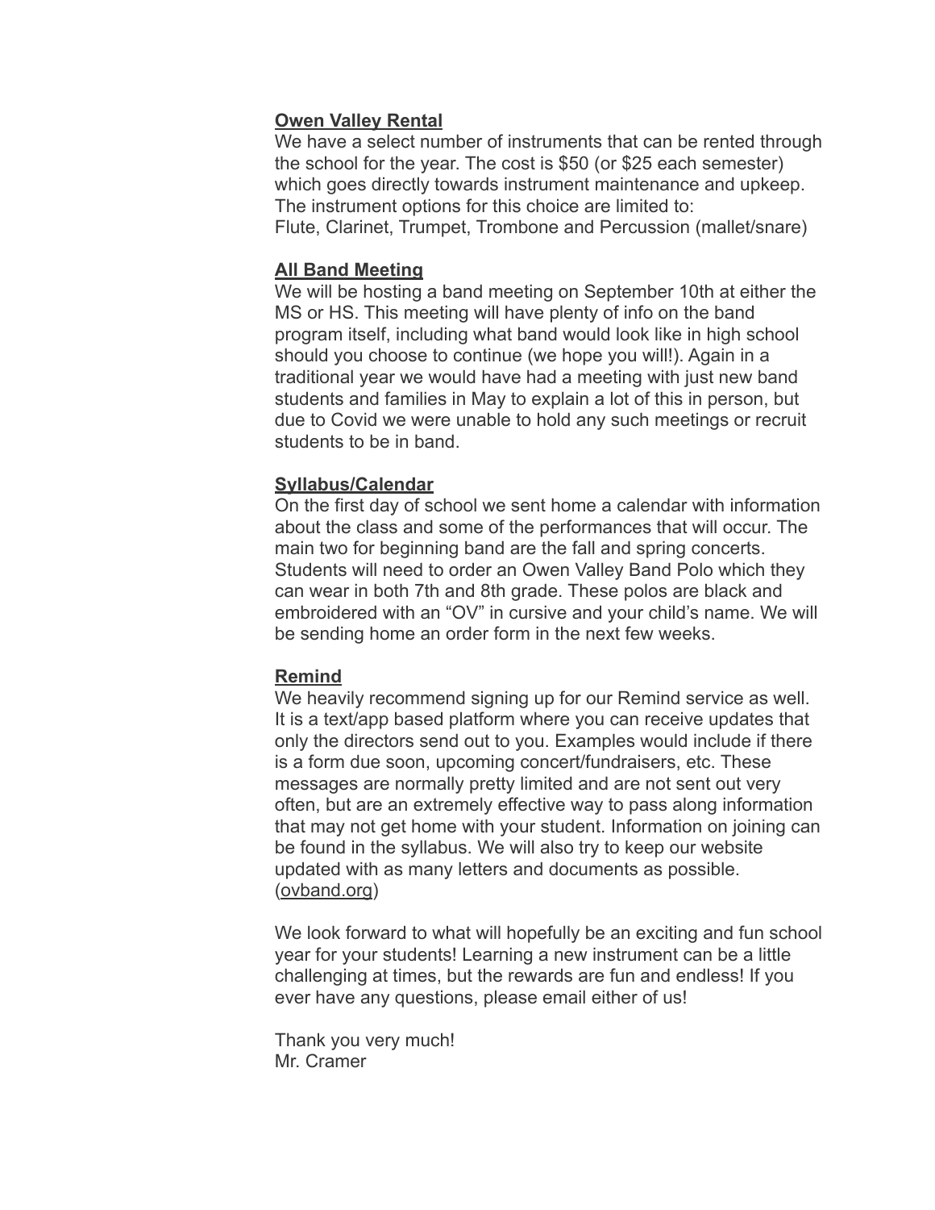**Owen Valley Rental**

We have a select number of instruments that can be rented through the school for the year. The cost is $50 (or $25 each semester) which goes directly towards instrument maintenance and upkeep. The instrument options for this choice are limited to:
Flute, Clarinet, Trumpet, Trombone and Percussion (mallet/snare)

**All Band Meeting**

We will be hosting a band meeting on September 10th at either the MS or HS. This meeting will have plenty of info on the band program itself, including what band would look like in high school should you choose to continue (we hope you will!). Again in a traditional year we would have had a meeting with just new band students and families in May to explain a lot of this in person, but due to Covid we were unable to hold any such meetings or recruit students to be in band.

**Syllabus/Calendar**

On the first day of school we sent home a calendar with information about the class and some of the performances that will occur. The main two for beginning band are the fall and spring concerts. Students will need to order an Owen Valley Band Polo which they can wear in both 7th and 8th grade. These polos are black and embroidered with an "OV" in cursive and your child's name. We will be sending home an order form in the next few weeks.

**Remind**

We heavily recommend signing up for our Remind service as well. It is a text/app based platform where you can receive updates that only the directors send out to you. Examples would include if there is a form due soon, upcoming concert/fundraisers, etc. These messages are normally pretty limited and are not sent out very often, but are an extremely effective way to pass along information that may not get home with your student. Information on joining can be found in the syllabus. We will also try to keep our website updated with as many letters and documents as possible. (ovband.org)

We look forward to what will hopefully be an exciting and fun school year for your students! Learning a new instrument can be a little challenging at times, but the rewards are fun and endless! If you ever have any questions, please email either of us!

Thank you very much!
Mr. Cramer